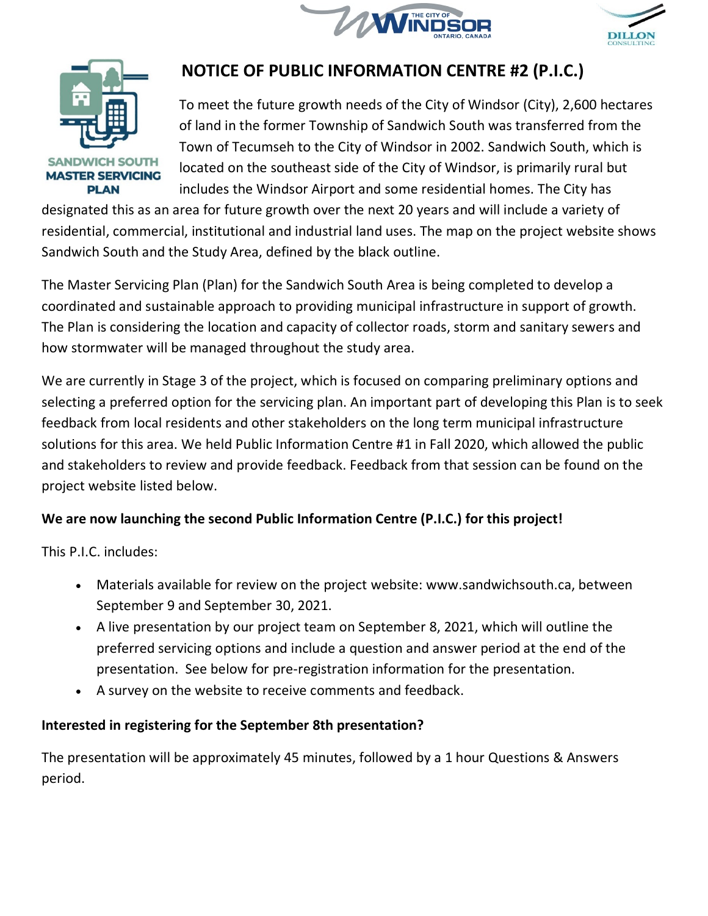# NOTICE OF PUBLIC INFORMATION CENTRE #2 (P.I.C.)

SANDWICH SOUTH MASTER SERVICING PLAN

To meet the future growth needs of the City of Windsor (City), 2,600 hectares of land in the former Township of Sandwich South was transferred from the Town of Tecumseh to the City of Windsor in 2002. Sandwich South, which is located on the southeast side of the City of Windsor, is primarily rural but includes the Windsor Airport and some residential homes. The City has designated this as an area for future growth over the next 20 years and will include a variety of residential, commercial, institutional and industrial land uses. The map on the project website shows Sandwich South and the Study Area, defined by the black outline.

The Master Servicing Plan (Plan) for the Sandwich South Area is being completed to develop a coordinated and sustainable approach to providing municipal infrastructure in support of growth. The Plan is considering the location and capacity of collector roads, storm and sanitary sewers and how stormwater will be managed throughout the study area.

We are currently in Stage 3 of the project, which is focused on comparing preliminary options and selecting a preferred option for the servicing plan. An important part of developing this Plan is to seek feedback from local residents and other stakeholders on the long term municipal infrastructure solutions for this area. We held Public Information Centre #1 in Fall 2020, which allowed the public and stakeholders to review and provide feedback. Feedback from that session can be found on the project website listed below.

**We are now launching the second Public Information Centre (P.I.C.) for this project!**

This P.I.C. includes:

- Materials available for review on the project website: www.sandwichsouth.ca, between September 9 and September 30, 2021.
- A live presentation by our project team on September 8, 2021, which will outline the preferred servicing options and include a question and answer period at the end of the presentation. See below for pre-registration information for the presentation.
- A survey on the website to receive comments and feedback.

**Interested in registering for the September 8th presentation?**

The presentation will be approximately 45 minutes, followed by a 1 hour Questions & Answers period.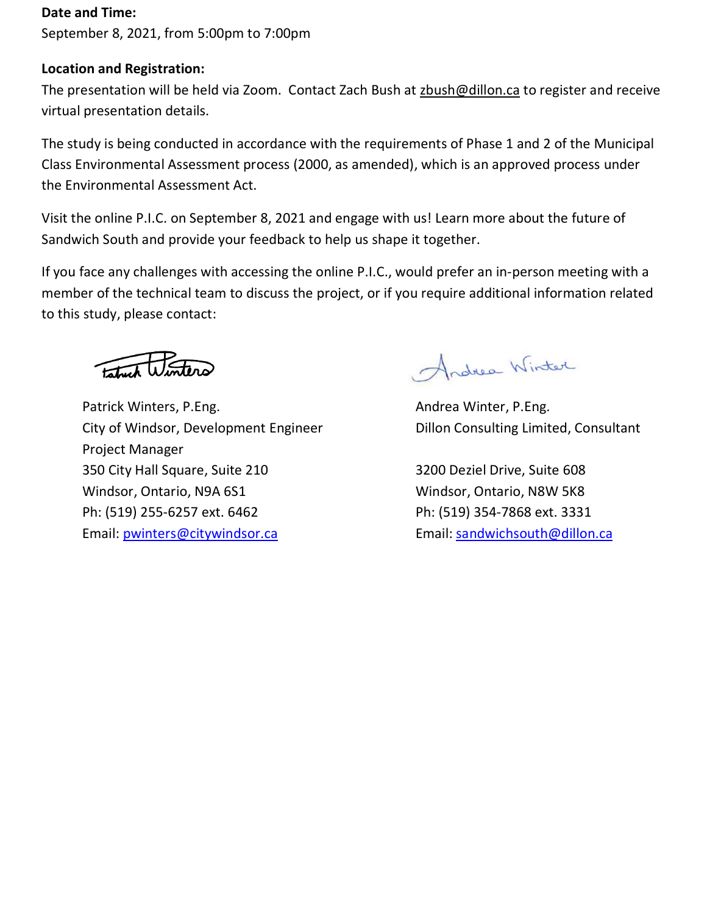**Date and Time:**
September 8, 2021, from 5:00pm to 7:00pm

**Location and Registration:**
The presentation will be held via Zoom. Contact Zach Bush at zbush@dillon.ca to register and receive virtual presentation details.

The study is being conducted in accordance with the requirements of Phase 1 and 2 of the Municipal Class Environmental Assessment process (2000, as amended), which is an approved process under the Environmental Assessment Act.

Visit the online P.I.C. on September 8, 2021 and engage with us! Learn more about the future of Sandwich South and provide your feedback to help us shape it together.

If you face any challenges with accessing the online P.I.C., would prefer an in-person meeting with a member of the technical team to discuss the project, or if you require additional information related to this study, please contact:

Patrick Winters, P.Eng.
City of Windsor, Development Engineer
Project Manager
350 City Hall Square, Suite 210
Windsor, Ontario, N9A 6S1
Ph: (519) 255-6257 ext. 6462
Email: pwinters@citywindsor.ca

Andrea Winter, P.Eng.
Dillon Consulting Limited, Consultant

3200 Deziel Drive, Suite 608
Windsor, Ontario, N8W 5K8
Ph: (519) 354-7868 ext. 3331
Email: sandwichsouth@dillon.ca